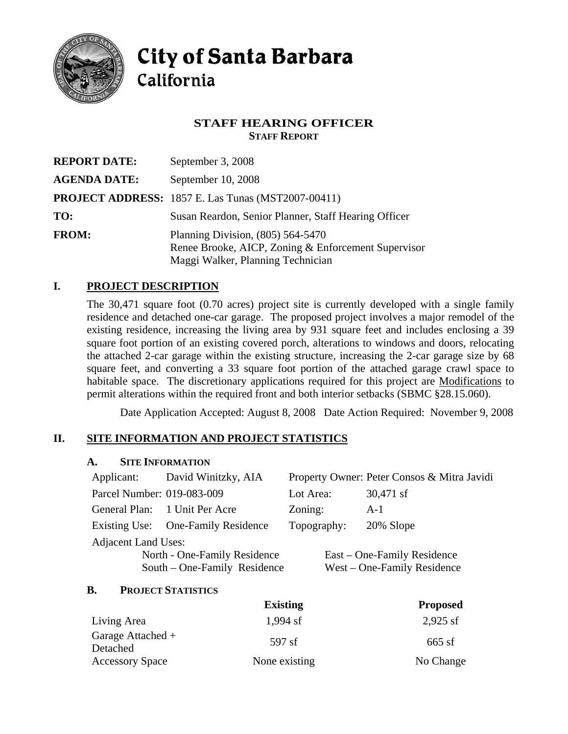# City of Santa Barbara
## California

### STAFF HEARING OFFICER
**STAFF REPORT**

| | |
|---|---|
| **REPORT DATE:** | September 3, 2008 |
| **AGENDA DATE:** | September 10, 2008 |
| **PROJECT ADDRESS:** | 1857 E. Las Tunas (MST2007-00411) |
| **TO:** | Susan Reardon, Senior Planner, Staff Hearing Officer |
| **FROM:** | Planning Division, (805) 564-5470<br>Renee Brooke, AICP, Zoning & Enforcement Supervisor<br>Maggi Walker, Planning Technician |

## I. PROJECT DESCRIPTION

The 30,471 square foot (0.70 acres) project site is currently developed with a single family residence and detached one-car garage. The proposed project involves a major remodel of the existing residence, increasing the living area by 931 square feet and includes enclosing a 39 square foot portion of an existing covered porch, alterations to windows and doors, relocating the attached 2-car garage within the existing structure, increasing the 2-car garage size by 68 square feet, and converting a 33 square foot portion of the attached garage crawl space to habitable space. The discretionary applications required for this project are Modifications to permit alterations within the required front and both interior setbacks (SBMC §28.15.060).

Date Application Accepted: August 8, 2008 Date Action Required: November 9, 2008

## II. SITE INFORMATION AND PROJECT STATISTICS

### A. SITE INFORMATION

| | | | |
|---|---|---|---|
| Applicant: | David Winitzky, AIA | Property Owner: | Peter Consos & Mitra Javidi |
| Parcel Number: | 019-083-009 | Lot Area: | 30,471 sf |
| General Plan: | 1 Unit Per Acre | Zoning: | A-1 |
| Existing Use: | One-Family Residence | Topography: | 20% Slope |

Adjacent Land Uses:

| | |
|---|---|
| North - One-Family Residence | East – One-Family Residence |
| South – One-Family Residence | West – One-Family Residence |

### B. PROJECT STATISTICS

| | Existing | Proposed |
|---|---|---|
| Living Area | 1,994 sf | 2,925 sf |
| Garage Attached + Detached | 597 sf | 665 sf |
| Accessory Space | None existing | No Change |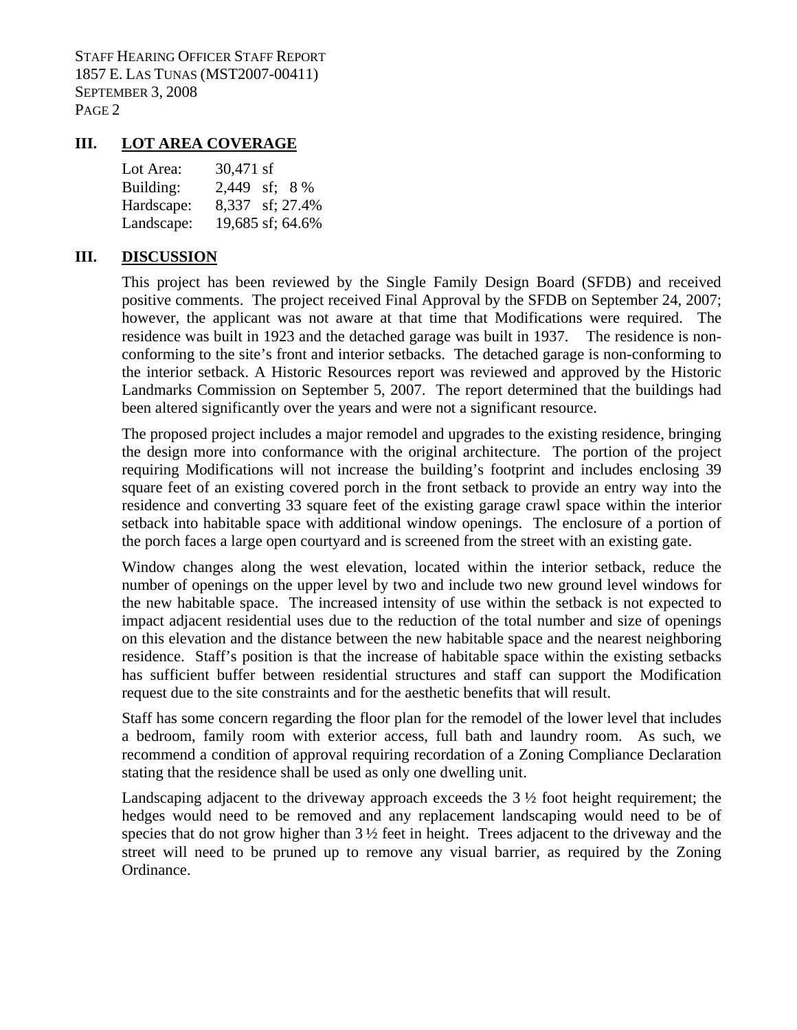## III. LOT AREA COVERAGE

| | |
|---|---|
| Lot Area: | 30,471 sf |
| Building: | 2,449 sf; 8 % |
| Hardscape: | 8,337 sf; 27.4% |
| Landscape: | 19,685 sf; 64.6% |

## III. DISCUSSION

This project has been reviewed by the Single Family Design Board (SFDB) and received positive comments. The project received Final Approval by the SFDB on September 24, 2007; however, the applicant was not aware at that time that Modifications were required. The residence was built in 1923 and the detached garage was built in 1937. The residence is non-conforming to the site's front and interior setbacks. The detached garage is non-conforming to the interior setback. A Historic Resources report was reviewed and approved by the Historic Landmarks Commission on September 5, 2007. The report determined that the buildings had been altered significantly over the years and were not a significant resource.

The proposed project includes a major remodel and upgrades to the existing residence, bringing the design more into conformance with the original architecture. The portion of the project requiring Modifications will not increase the building's footprint and includes enclosing 39 square feet of an existing covered porch in the front setback to provide an entry way into the residence and converting 33 square feet of the existing garage crawl space within the interior setback into habitable space with additional window openings. The enclosure of a portion of the porch faces a large open courtyard and is screened from the street with an existing gate.

Window changes along the west elevation, located within the interior setback, reduce the number of openings on the upper level by two and include two new ground level windows for the new habitable space. The increased intensity of use within the setback is not expected to impact adjacent residential uses due to the reduction of the total number and size of openings on this elevation and the distance between the new habitable space and the nearest neighboring residence. Staff's position is that the increase of habitable space within the existing setbacks has sufficient buffer between residential structures and staff can support the Modification request due to the site constraints and for the aesthetic benefits that will result.

Staff has some concern regarding the floor plan for the remodel of the lower level that includes a bedroom, family room with exterior access, full bath and laundry room. As such, we recommend a condition of approval requiring recordation of a Zoning Compliance Declaration stating that the residence shall be used as only one dwelling unit.

Landscaping adjacent to the driveway approach exceeds the 3 ½ foot height requirement; the hedges would need to be removed and any replacement landscaping would need to be of species that do not grow higher than 3 ½ feet in height. Trees adjacent to the driveway and the street will need to be pruned up to remove any visual barrier, as required by the Zoning Ordinance.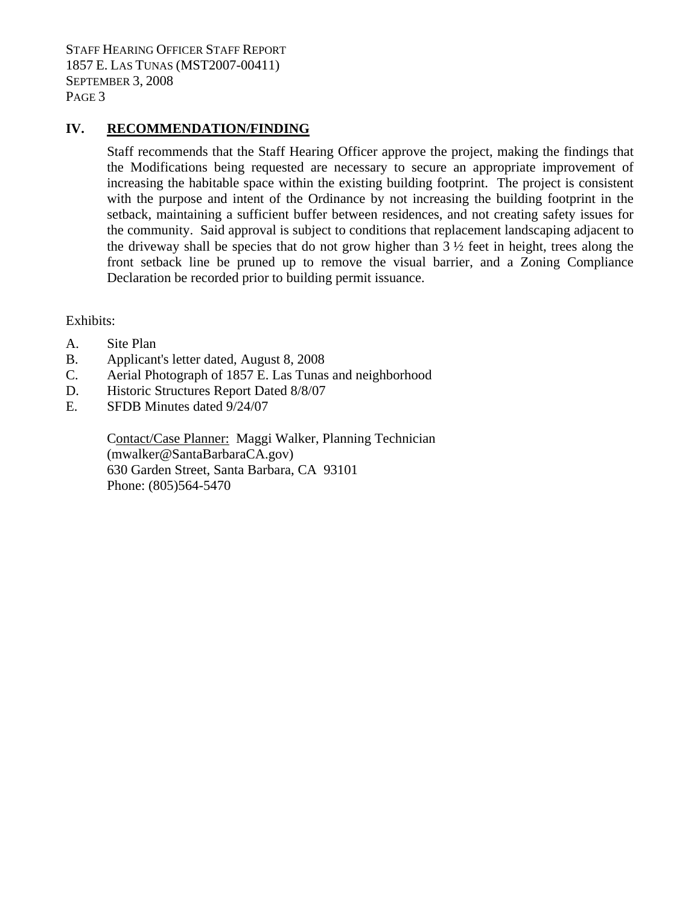## IV. RECOMMENDATION/FINDING

Staff recommends that the Staff Hearing Officer approve the project, making the findings that the Modifications being requested are necessary to secure an appropriate improvement of increasing the habitable space within the existing building footprint. The project is consistent with the purpose and intent of the Ordinance by not increasing the building footprint in the setback, maintaining a sufficient buffer between residences, and not creating safety issues for the community. Said approval is subject to conditions that replacement landscaping adjacent to the driveway shall be species that do not grow higher than 3 ½ feet in height, trees along the front setback line be pruned up to remove the visual barrier, and a Zoning Compliance Declaration be recorded prior to building permit issuance.

Exhibits:

A. Site Plan
B. Applicant's letter dated, August 8, 2008
C. Aerial Photograph of 1857 E. Las Tunas and neighborhood
D. Historic Structures Report Dated 8/8/07
E. SFDB Minutes dated 9/24/07

Contact/Case Planner: Maggi Walker, Planning Technician
(mwalker@SantaBarbaraCA.gov)
630 Garden Street, Santa Barbara, CA 93101
Phone: (805)564-5470